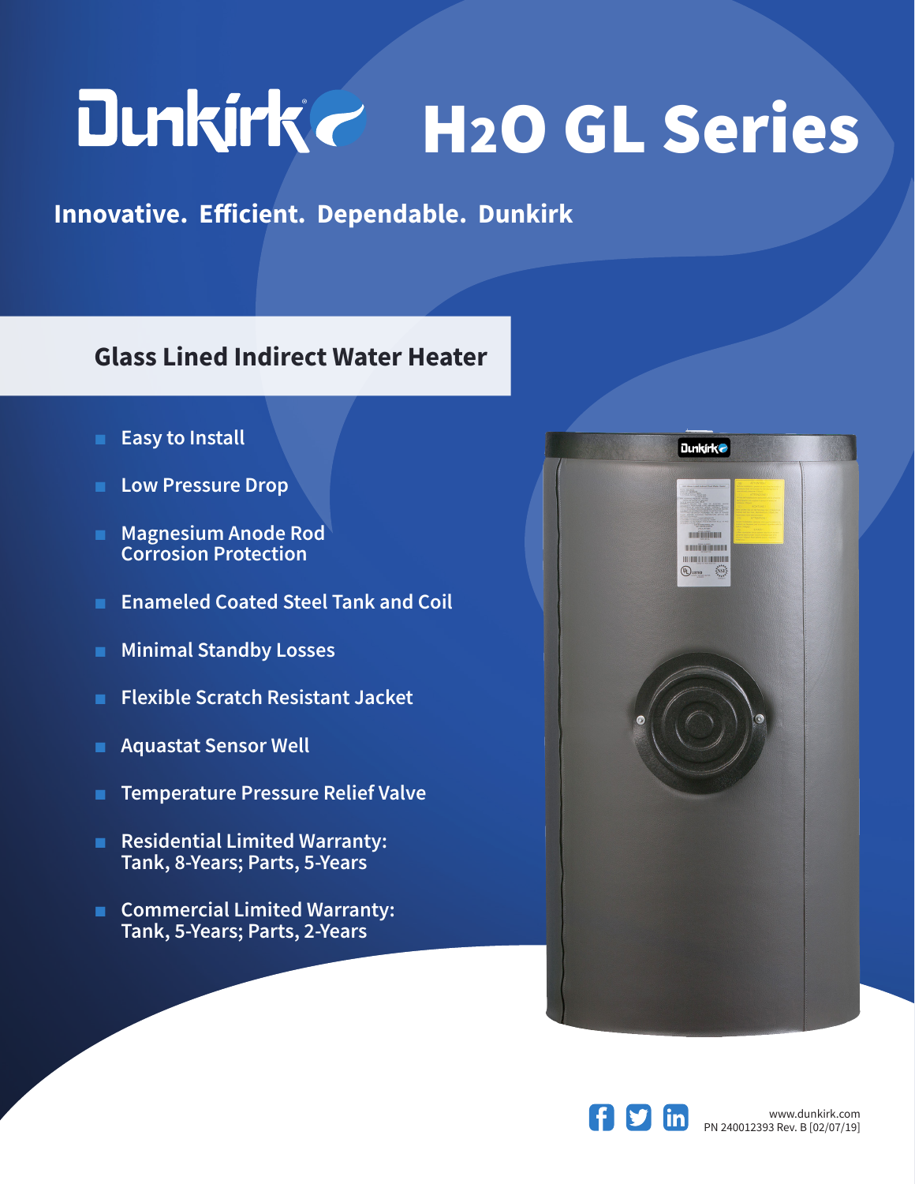# Dunkirk H2O GL Series

**Innovative. Efficient. Dependable. Dunkirk**

## Glass Lined Indirect Water Heater

- Easy to Install
- Low Pressure Drop
- Magnesium Anode Rod Corrosion Protection
- Enameled Coated Steel Tank and Coil
- Minimal Standby Losses
- Flexible Scratch Resistant Jacket
- Aquastat Sensor Well
- Temperature Pressure Relief Valve
- Residential Limited Warranty: Tank, 8-Years; Parts, 5-Years
- Commercial Limited Warranty: Tank, 5-Years; Parts, 2-Years

www.dunkirk.com
PN 240012393 Rev. B [02/07/19]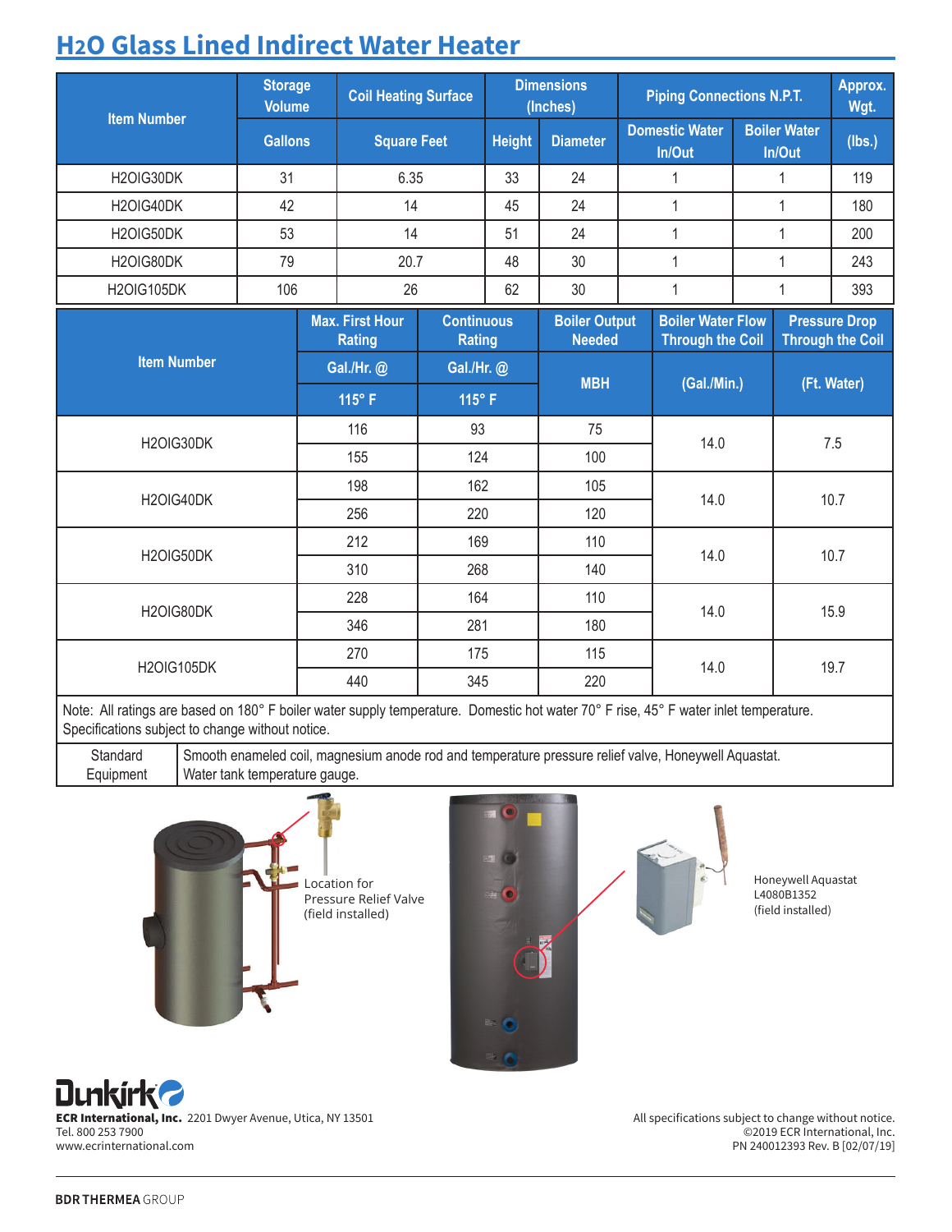## $H_2O$ Glass Lined Indirect Water Heater

| Item Number | Storage Volume | Coil Heating Surface | Dimensions (Inches) | | Piping Connections N.P.T. | | Approx. Wgt. |
|---|---|---|---|---|---|---|---|
| | Gallons | Square Feet | Height | Diameter | Domestic Water In/Out | Boiler Water In/Out | (lbs.) |
| H2OIG30DK | 31 | 6.35 | 33 | 24 | 1 | 1 | 119 |
| H2OIG40DK | 42 | 14 | 45 | 24 | 1 | 1 | 180 |
| H2OIG50DK | 53 | 14 | 51 | 24 | 1 | 1 | 200 |
| H2OIG80DK | 79 | 20.7 | 48 | 30 | 1 | 1 | 243 |
| H2OIG105DK | 106 | 26 | 62 | 30 | 1 | 1 | 393 |

| Item Number | Max. First Hour Rating | Continuous Rating | Boiler Output Needed | Boiler Water Flow Through the Coil | Pressure Drop Through the Coil |
|---|---|---|---|---|---|
| | Gal./Hr. @ 115° F | Gal./Hr. @ 115° F | MBH | (Gal./Min.) | (Ft. Water) |
| H2OIG30DK | 116 | 93 | 75 | 14.0 | 7.5 |
| | 155 | 124 | 100 | | |
| H2OIG40DK | 198 | 162 | 105 | 14.0 | 10.7 |
| | 256 | 220 | 120 | | |
| H2OIG50DK | 212 | 169 | 110 | 14.0 | 10.7 |
| | 310 | 268 | 140 | | |
| H2OIG80DK | 228 | 164 | 110 | 14.0 | 15.9 |
| | 346 | 281 | 180 | | |
| H2OIG105DK | 270 | 175 | 115 | 14.0 | 19.7 |
| | 440 | 345 | 220 | | |

Note: All ratings are based on 180° F boiler water supply temperature. Domestic hot water 70° F rise, 45° F water inlet temperature. Specifications subject to change without notice.

| | |
|---|---|
| Standard Equipment | Smooth enameled coil, magnesium anode rod and temperature pressure relief valve, Honeywell Aquastat. Water tank temperature gauge. |

Location for Pressure Relief Valve (field installed)

Honeywell Aquastat L4080B1352 (field installed)

Dunkirk

**ECR International, Inc.** 2201 Dwyer Avenue, Utica, NY 13501
Tel. 800 253 7900
www.ecrinternational.com

All specifications subject to change without notice.
©2019 ECR International, Inc.
PN 240012393 Rev. B [02/07/19]

BDR THERMEA GROUP